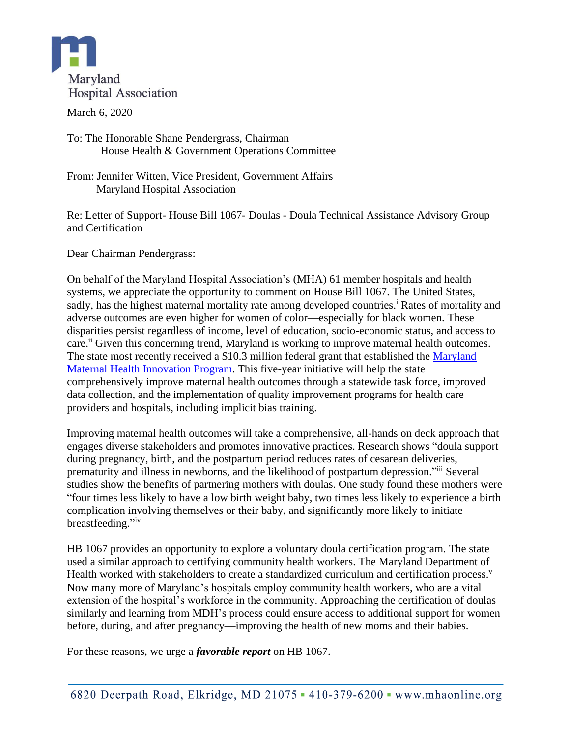Maryland Hospital Association

March 6, 2020

To: The Honorable Shane Pendergrass, Chairman
House Health & Government Operations Committee

From: Jennifer Witten, Vice President, Government Affairs
Maryland Hospital Association

Re: Letter of Support- House Bill 1067- Doulas - Doula Technical Assistance Advisory Group and Certification

Dear Chairman Pendergrass:

On behalf of the Maryland Hospital Association's (MHA) 61 member hospitals and health systems, we appreciate the opportunity to comment on House Bill 1067. The United States, sadly, has the highest maternal mortality rate among developed countries.[i] Rates of mortality and adverse outcomes are even higher for women of color—especially for black women. These disparities persist regardless of income, level of education, socio-economic status, and access to care.[ii] Given this concerning trend, Maryland is working to improve maternal health outcomes. The state most recently received a $10.3 million federal grant that established the [Maryland Maternal Health Innovation Program](). This five-year initiative will help the state comprehensively improve maternal health outcomes through a statewide task force, improved data collection, and the implementation of quality improvement programs for health care providers and hospitals, including implicit bias training.

Improving maternal health outcomes will take a comprehensive, all-hands on deck approach that engages diverse stakeholders and promotes innovative practices. Research shows "doula support during pregnancy, birth, and the postpartum period reduces rates of cesarean deliveries, prematurity and illness in newborns, and the likelihood of postpartum depression."[iii] Several studies show the benefits of partnering mothers with doulas. One study found these mothers were "four times less likely to have a low birth weight baby, two times less likely to experience a birth complication involving themselves or their baby, and significantly more likely to initiate breastfeeding."[iv]

HB 1067 provides an opportunity to explore a voluntary doula certification program. The state used a similar approach to certifying community health workers. The Maryland Department of Health worked with stakeholders to create a standardized curriculum and certification process.[v] Now many more of Maryland's hospitals employ community health workers, who are a vital extension of the hospital's workforce in the community. Approaching the certification of doulas similarly and learning from MDH's process could ensure access to additional support for women before, during, and after pregnancy—improving the health of new moms and their babies.

For these reasons, we urge a ***favorable report*** on HB 1067.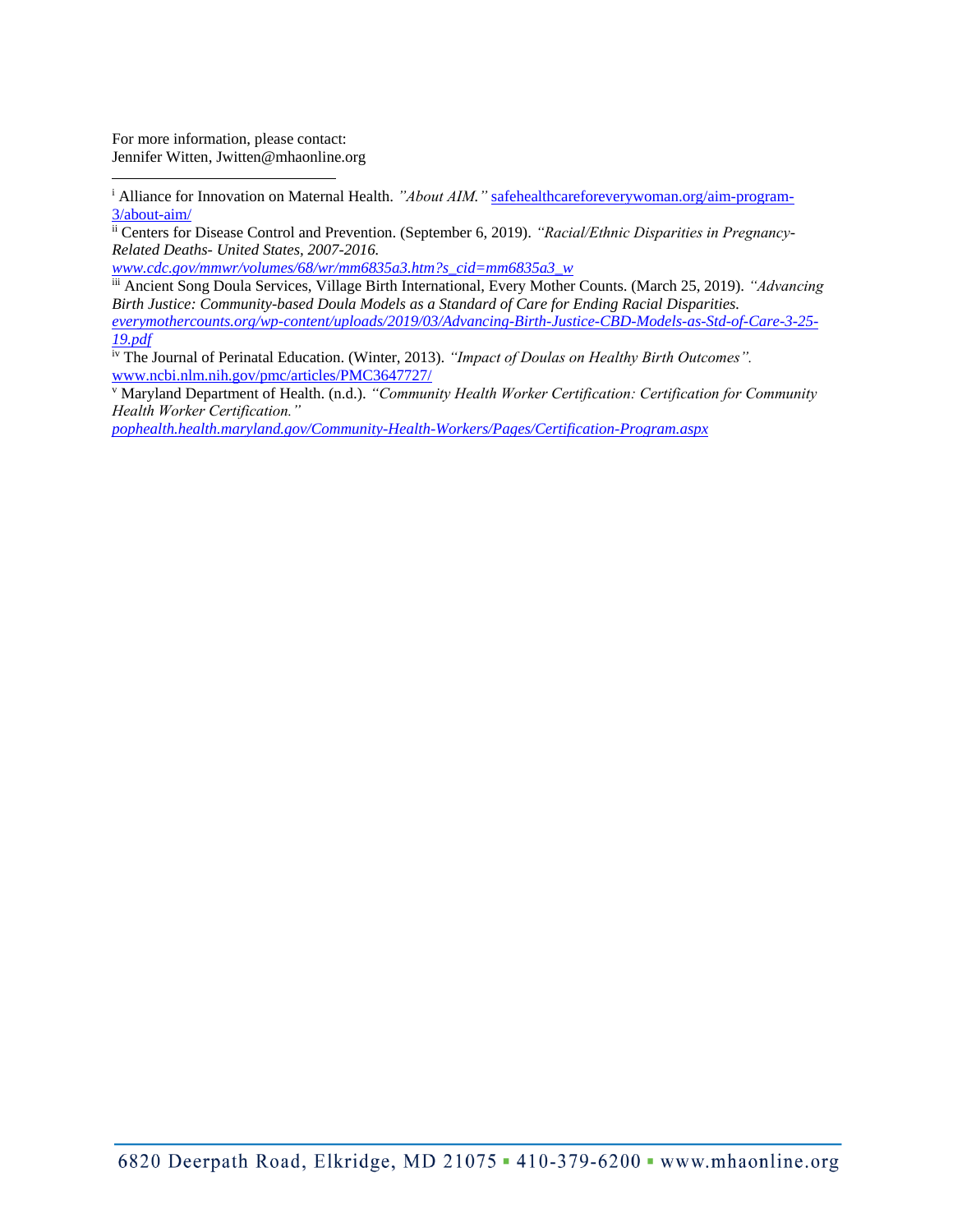For more information, please contact:
Jennifer Witten, Jwitten@mhaonline.org

---

[i] Alliance for Innovation on Maternal Health. *"About AIM."* safehealthcareforeverywoman.org/aim-program-3/about-aim/

[ii] Centers for Disease Control and Prevention. (September 6, 2019). *"Racial/Ethnic Disparities in Pregnancy-Related Deaths- United States, 2007-2016.* *www.cdc.gov/mmwr/volumes/68/wr/mm6835a3.htm?s_cid=mm6835a3_w*

[iii] Ancient Song Doula Services, Village Birth International, Every Mother Counts. (March 25, 2019). *"Advancing Birth Justice: Community-based Doula Models as a Standard of Care for Ending Racial Disparities.* *everymothercounts.org/wp-content/uploads/2019/03/Advancing-Birth-Justice-CBD-Models-as-Std-of-Care-3-25-19.pdf*

[iv] The Journal of Perinatal Education. (Winter, 2013). *"Impact of Doulas on Healthy Birth Outcomes".* www.ncbi.nlm.nih.gov/pmc/articles/PMC3647727/

[v] Maryland Department of Health. (n.d.). *"Community Health Worker Certification: Certification for Community Health Worker Certification."* *pophealth.health.maryland.gov/Community-Health-Workers/Pages/Certification-Program.aspx*